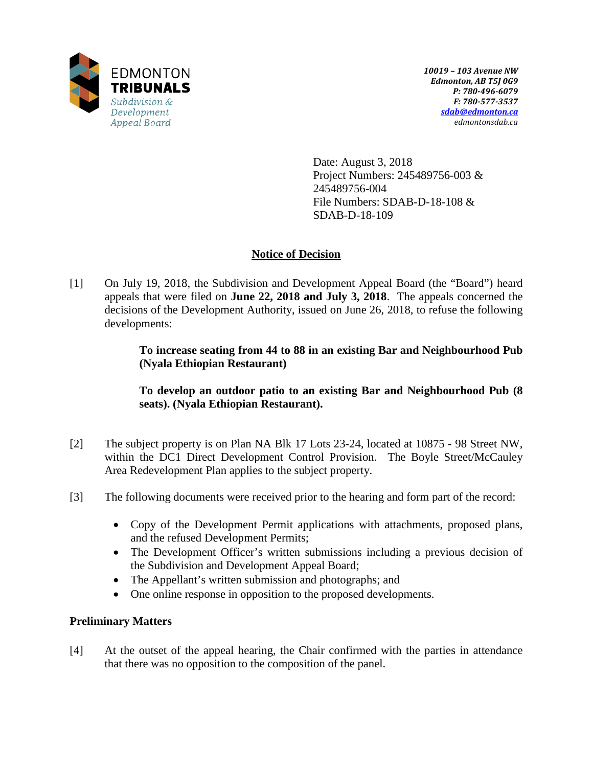EDMONTON
**TRIBUNALS**
*Subdivision & Development Appeal Board*

***10019 – 103 Avenue NW***
***Edmonton, AB T5J 0G9***
***P: 780-496-6079***
***F: 780-577-3537***
***sdab@edmonton.ca***
*edmontonsdab.ca*

Date: August 3, 2018
Project Numbers: 245489756-003 & 245489756-004
File Numbers: SDAB-D-18-108 & SDAB-D-18-109

## Notice of Decision

[1] On July 19, 2018, the Subdivision and Development Appeal Board (the "Board") heard appeals that were filed on **June 22, 2018 and July 3, 2018**. The appeals concerned the decisions of the Development Authority, issued on June 26, 2018, to refuse the following developments:

> **To increase seating from 44 to 88 in an existing Bar and Neighbourhood Pub (Nyala Ethiopian Restaurant)**
>
> **To develop an outdoor patio to an existing Bar and Neighbourhood Pub (8 seats). (Nyala Ethiopian Restaurant).**

[2] The subject property is on Plan NA Blk 17 Lots 23-24, located at 10875 - 98 Street NW, within the DC1 Direct Development Control Provision. The Boyle Street/McCauley Area Redevelopment Plan applies to the subject property.

[3] The following documents were received prior to the hearing and form part of the record:

- Copy of the Development Permit applications with attachments, proposed plans, and the refused Development Permits;
- The Development Officer's written submissions including a previous decision of the Subdivision and Development Appeal Board;
- The Appellant's written submission and photographs; and
- One online response in opposition to the proposed developments.

### Preliminary Matters

[4] At the outset of the appeal hearing, the Chair confirmed with the parties in attendance that there was no opposition to the composition of the panel.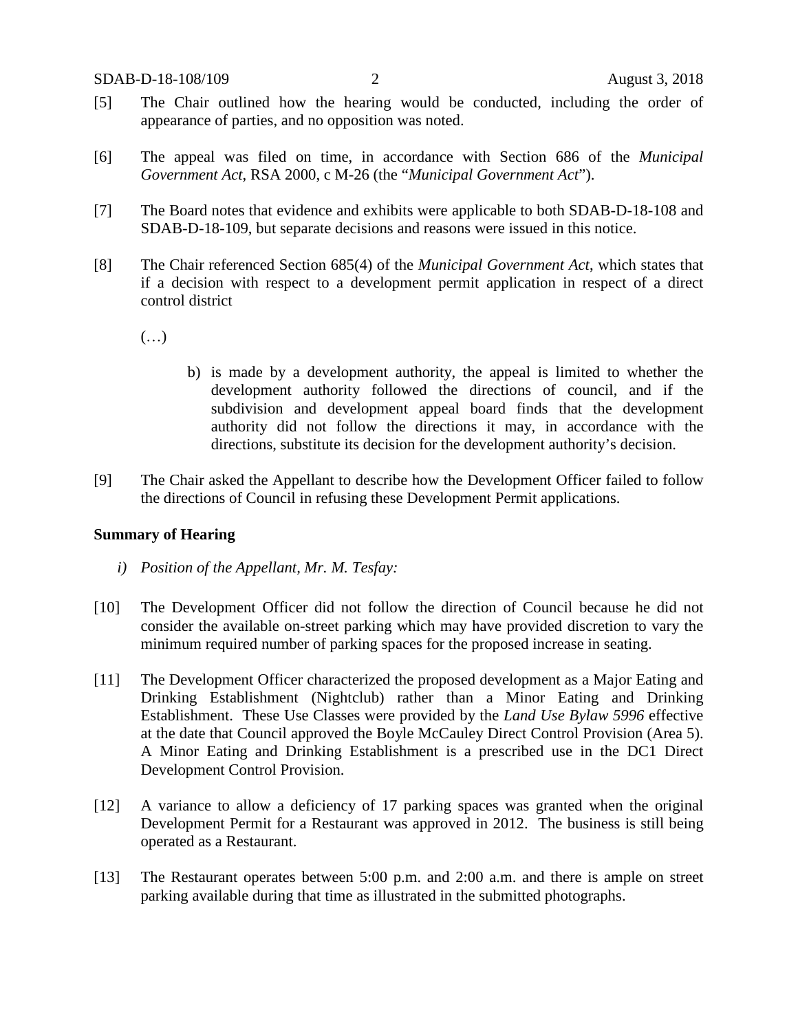[5] The Chair outlined how the hearing would be conducted, including the order of appearance of parties, and no opposition was noted.

[6] The appeal was filed on time, in accordance with Section 686 of the *Municipal Government Act*, RSA 2000, c M-26 (the "*Municipal Government Act*").

[7] The Board notes that evidence and exhibits were applicable to both SDAB-D-18-108 and SDAB-D-18-109, but separate decisions and reasons were issued in this notice.

[8] The Chair referenced Section 685(4) of the *Municipal Government Act*, which states that if a decision with respect to a development permit application in respect of a direct control district

(…)

> b) is made by a development authority, the appeal is limited to whether the development authority followed the directions of council, and if the subdivision and development appeal board finds that the development authority did not follow the directions it may, in accordance with the directions, substitute its decision for the development authority's decision.

[9] The Chair asked the Appellant to describe how the Development Officer failed to follow the directions of Council in refusing these Development Permit applications.

**Summary of Hearing**

*i) Position of the Appellant, Mr. M. Tesfay:*

[10] The Development Officer did not follow the direction of Council because he did not consider the available on-street parking which may have provided discretion to vary the minimum required number of parking spaces for the proposed increase in seating.

[11] The Development Officer characterized the proposed development as a Major Eating and Drinking Establishment (Nightclub) rather than a Minor Eating and Drinking Establishment. These Use Classes were provided by the *Land Use Bylaw 5996* effective at the date that Council approved the Boyle McCauley Direct Control Provision (Area 5). A Minor Eating and Drinking Establishment is a prescribed use in the DC1 Direct Development Control Provision.

[12] A variance to allow a deficiency of 17 parking spaces was granted when the original Development Permit for a Restaurant was approved in 2012. The business is still being operated as a Restaurant.

[13] The Restaurant operates between 5:00 p.m. and 2:00 a.m. and there is ample on street parking available during that time as illustrated in the submitted photographs.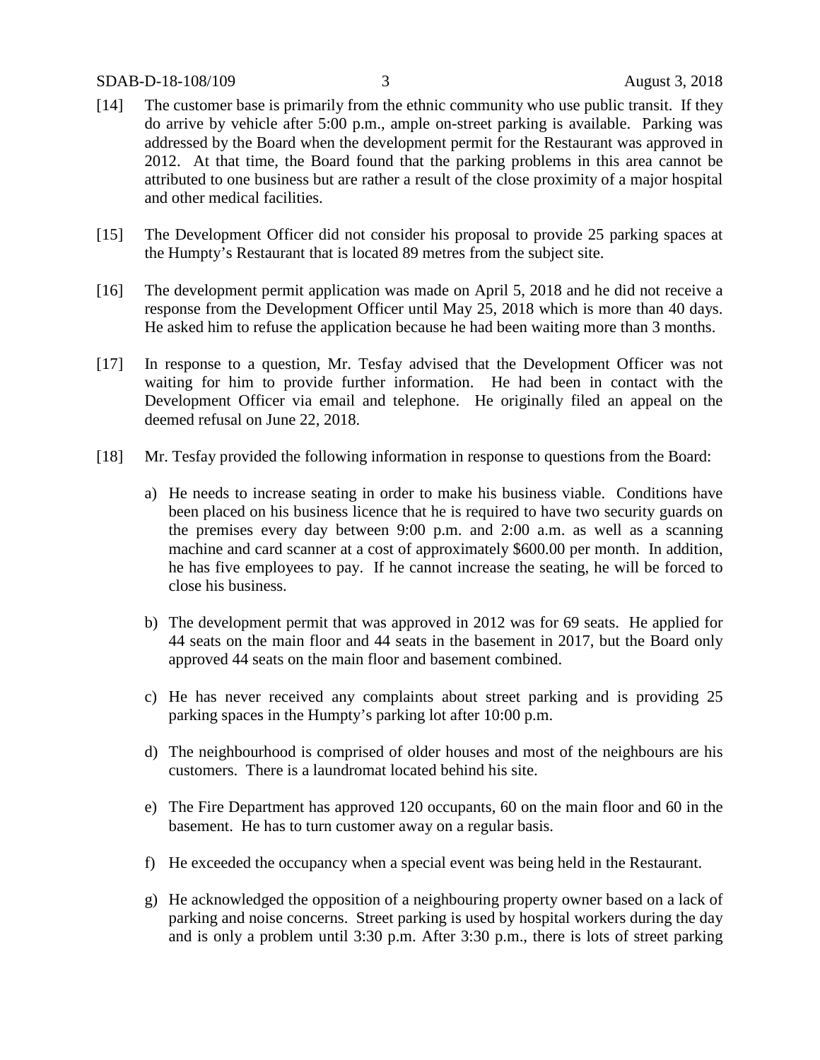[14] The customer base is primarily from the ethnic community who use public transit. If they do arrive by vehicle after 5:00 p.m., ample on-street parking is available. Parking was addressed by the Board when the development permit for the Restaurant was approved in 2012. At that time, the Board found that the parking problems in this area cannot be attributed to one business but are rather a result of the close proximity of a major hospital and other medical facilities.

[15] The Development Officer did not consider his proposal to provide 25 parking spaces at the Humpty's Restaurant that is located 89 metres from the subject site.

[16] The development permit application was made on April 5, 2018 and he did not receive a response from the Development Officer until May 25, 2018 which is more than 40 days. He asked him to refuse the application because he had been waiting more than 3 months.

[17] In response to a question, Mr. Tesfay advised that the Development Officer was not waiting for him to provide further information. He had been in contact with the Development Officer via email and telephone. He originally filed an appeal on the deemed refusal on June 22, 2018.

[18] Mr. Tesfay provided the following information in response to questions from the Board:

a) He needs to increase seating in order to make his business viable. Conditions have been placed on his business licence that he is required to have two security guards on the premises every day between 9:00 p.m. and 2:00 a.m. as well as a scanning machine and card scanner at a cost of approximately $600.00 per month. In addition, he has five employees to pay. If he cannot increase the seating, he will be forced to close his business.

b) The development permit that was approved in 2012 was for 69 seats. He applied for 44 seats on the main floor and 44 seats in the basement in 2017, but the Board only approved 44 seats on the main floor and basement combined.

c) He has never received any complaints about street parking and is providing 25 parking spaces in the Humpty's parking lot after 10:00 p.m.

d) The neighbourhood is comprised of older houses and most of the neighbours are his customers. There is a laundromat located behind his site.

e) The Fire Department has approved 120 occupants, 60 on the main floor and 60 in the basement. He has to turn customer away on a regular basis.

f) He exceeded the occupancy when a special event was being held in the Restaurant.

g) He acknowledged the opposition of a neighbouring property owner based on a lack of parking and noise concerns. Street parking is used by hospital workers during the day and is only a problem until 3:30 p.m. After 3:30 p.m., there is lots of street parking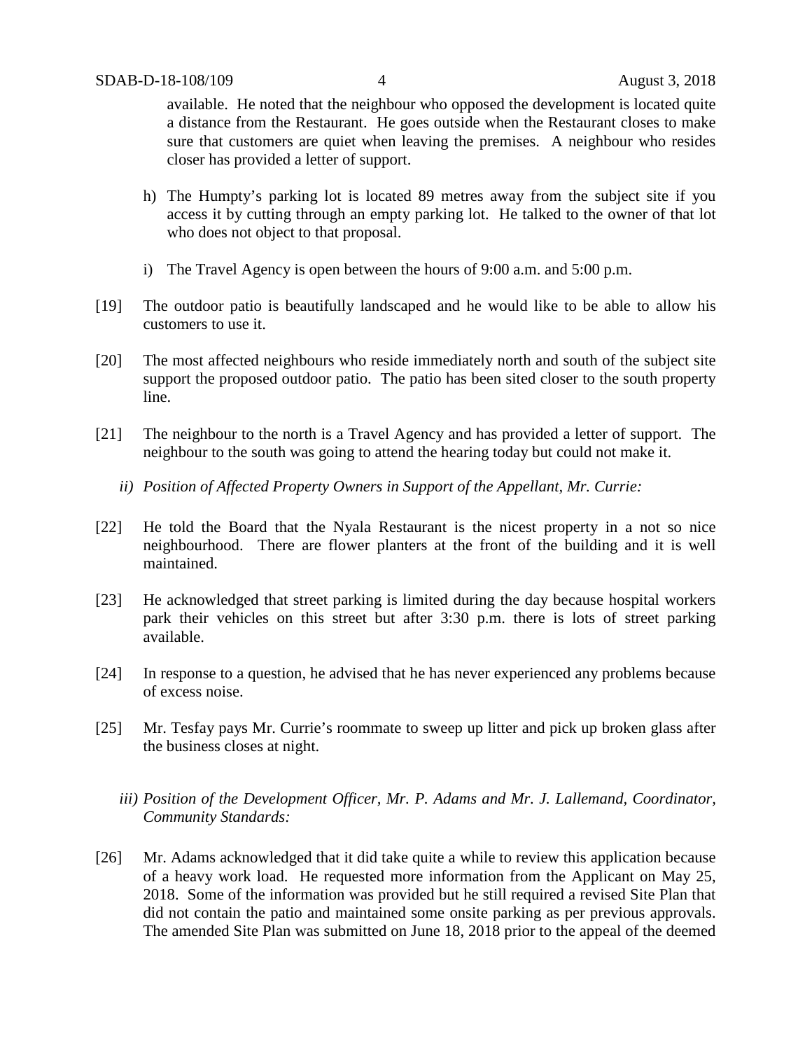available. He noted that the neighbour who opposed the development is located quite a distance from the Restaurant. He goes outside when the Restaurant closes to make sure that customers are quiet when leaving the premises. A neighbour who resides closer has provided a letter of support.

h) The Humpty's parking lot is located 89 metres away from the subject site if you access it by cutting through an empty parking lot. He talked to the owner of that lot who does not object to that proposal.

i) The Travel Agency is open between the hours of 9:00 a.m. and 5:00 p.m.

[19] The outdoor patio is beautifully landscaped and he would like to be able to allow his customers to use it.

[20] The most affected neighbours who reside immediately north and south of the subject site support the proposed outdoor patio. The patio has been sited closer to the south property line.

[21] The neighbour to the north is a Travel Agency and has provided a letter of support. The neighbour to the south was going to attend the hearing today but could not make it.

*ii) Position of Affected Property Owners in Support of the Appellant, Mr. Currie:*

[22] He told the Board that the Nyala Restaurant is the nicest property in a not so nice neighbourhood. There are flower planters at the front of the building and it is well maintained.

[23] He acknowledged that street parking is limited during the day because hospital workers park their vehicles on this street but after 3:30 p.m. there is lots of street parking available.

[24] In response to a question, he advised that he has never experienced any problems because of excess noise.

[25] Mr. Tesfay pays Mr. Currie's roommate to sweep up litter and pick up broken glass after the business closes at night.

*iii) Position of the Development Officer, Mr. P. Adams and Mr. J. Lallemand, Coordinator, Community Standards:*

[26] Mr. Adams acknowledged that it did take quite a while to review this application because of a heavy work load. He requested more information from the Applicant on May 25, 2018. Some of the information was provided but he still required a revised Site Plan that did not contain the patio and maintained some onsite parking as per previous approvals. The amended Site Plan was submitted on June 18, 2018 prior to the appeal of the deemed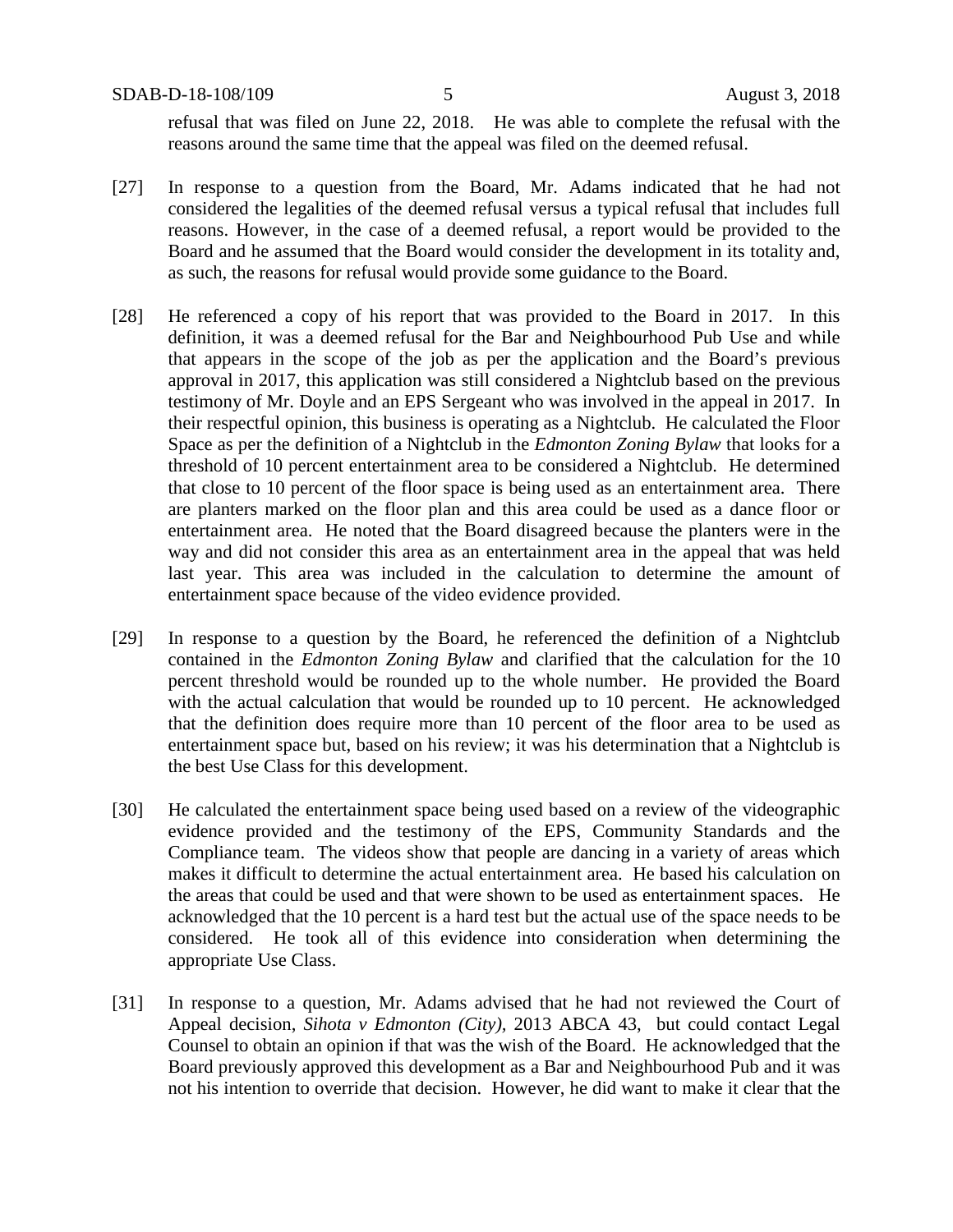refusal that was filed on June 22, 2018. He was able to complete the refusal with the reasons around the same time that the appeal was filed on the deemed refusal.

[27] In response to a question from the Board, Mr. Adams indicated that he had not considered the legalities of the deemed refusal versus a typical refusal that includes full reasons. However, in the case of a deemed refusal, a report would be provided to the Board and he assumed that the Board would consider the development in its totality and, as such, the reasons for refusal would provide some guidance to the Board.

[28] He referenced a copy of his report that was provided to the Board in 2017. In this definition, it was a deemed refusal for the Bar and Neighbourhood Pub Use and while that appears in the scope of the job as per the application and the Board's previous approval in 2017, this application was still considered a Nightclub based on the previous testimony of Mr. Doyle and an EPS Sergeant who was involved in the appeal in 2017. In their respectful opinion, this business is operating as a Nightclub. He calculated the Floor Space as per the definition of a Nightclub in the *Edmonton Zoning Bylaw* that looks for a threshold of 10 percent entertainment area to be considered a Nightclub. He determined that close to 10 percent of the floor space is being used as an entertainment area. There are planters marked on the floor plan and this area could be used as a dance floor or entertainment area. He noted that the Board disagreed because the planters were in the way and did not consider this area as an entertainment area in the appeal that was held last year. This area was included in the calculation to determine the amount of entertainment space because of the video evidence provided.

[29] In response to a question by the Board, he referenced the definition of a Nightclub contained in the *Edmonton Zoning Bylaw* and clarified that the calculation for the 10 percent threshold would be rounded up to the whole number. He provided the Board with the actual calculation that would be rounded up to 10 percent. He acknowledged that the definition does require more than 10 percent of the floor area to be used as entertainment space but, based on his review; it was his determination that a Nightclub is the best Use Class for this development.

[30] He calculated the entertainment space being used based on a review of the videographic evidence provided and the testimony of the EPS, Community Standards and the Compliance team. The videos show that people are dancing in a variety of areas which makes it difficult to determine the actual entertainment area. He based his calculation on the areas that could be used and that were shown to be used as entertainment spaces. He acknowledged that the 10 percent is a hard test but the actual use of the space needs to be considered. He took all of this evidence into consideration when determining the appropriate Use Class.

[31] In response to a question, Mr. Adams advised that he had not reviewed the Court of Appeal decision, *Sihota v Edmonton (City)*, 2013 ABCA 43, but could contact Legal Counsel to obtain an opinion if that was the wish of the Board. He acknowledged that the Board previously approved this development as a Bar and Neighbourhood Pub and it was not his intention to override that decision. However, he did want to make it clear that the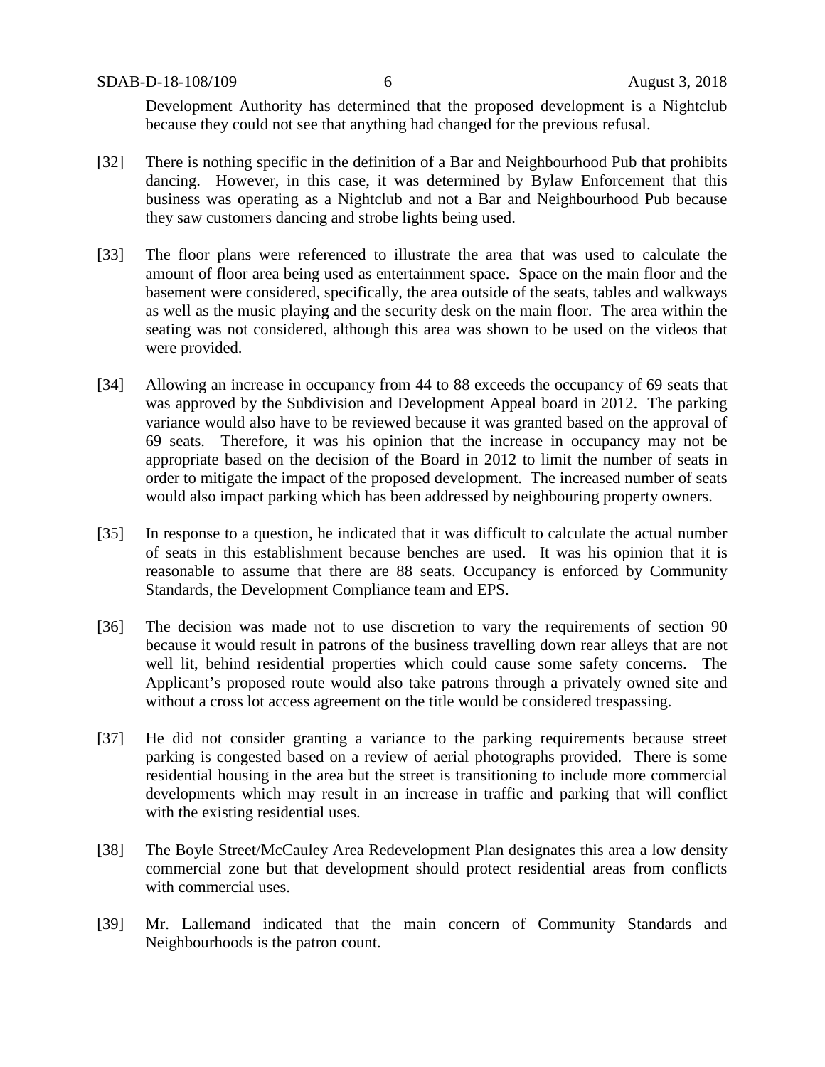Development Authority has determined that the proposed development is a Nightclub because they could not see that anything had changed for the previous refusal.

[32] There is nothing specific in the definition of a Bar and Neighbourhood Pub that prohibits dancing. However, in this case, it was determined by Bylaw Enforcement that this business was operating as a Nightclub and not a Bar and Neighbourhood Pub because they saw customers dancing and strobe lights being used.

[33] The floor plans were referenced to illustrate the area that was used to calculate the amount of floor area being used as entertainment space. Space on the main floor and the basement were considered, specifically, the area outside of the seats, tables and walkways as well as the music playing and the security desk on the main floor. The area within the seating was not considered, although this area was shown to be used on the videos that were provided.

[34] Allowing an increase in occupancy from 44 to 88 exceeds the occupancy of 69 seats that was approved by the Subdivision and Development Appeal board in 2012. The parking variance would also have to be reviewed because it was granted based on the approval of 69 seats. Therefore, it was his opinion that the increase in occupancy may not be appropriate based on the decision of the Board in 2012 to limit the number of seats in order to mitigate the impact of the proposed development. The increased number of seats would also impact parking which has been addressed by neighbouring property owners.

[35] In response to a question, he indicated that it was difficult to calculate the actual number of seats in this establishment because benches are used. It was his opinion that it is reasonable to assume that there are 88 seats. Occupancy is enforced by Community Standards, the Development Compliance team and EPS.

[36] The decision was made not to use discretion to vary the requirements of section 90 because it would result in patrons of the business travelling down rear alleys that are not well lit, behind residential properties which could cause some safety concerns. The Applicant's proposed route would also take patrons through a privately owned site and without a cross lot access agreement on the title would be considered trespassing.

[37] He did not consider granting a variance to the parking requirements because street parking is congested based on a review of aerial photographs provided. There is some residential housing in the area but the street is transitioning to include more commercial developments which may result in an increase in traffic and parking that will conflict with the existing residential uses.

[38] The Boyle Street/McCauley Area Redevelopment Plan designates this area a low density commercial zone but that development should protect residential areas from conflicts with commercial uses.

[39] Mr. Lallemand indicated that the main concern of Community Standards and Neighbourhoods is the patron count.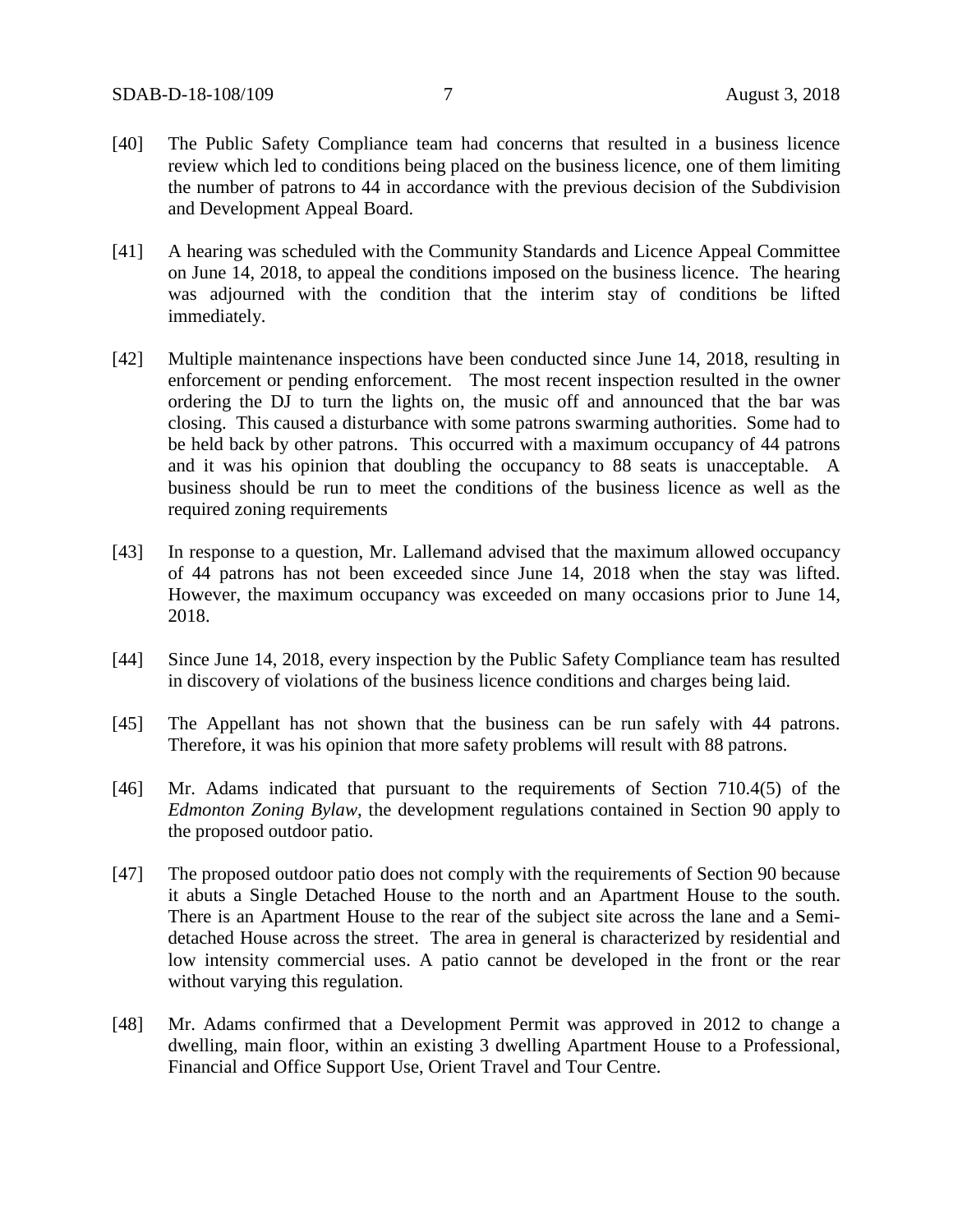[40] The Public Safety Compliance team had concerns that resulted in a business licence review which led to conditions being placed on the business licence, one of them limiting the number of patrons to 44 in accordance with the previous decision of the Subdivision and Development Appeal Board.

[41] A hearing was scheduled with the Community Standards and Licence Appeal Committee on June 14, 2018, to appeal the conditions imposed on the business licence. The hearing was adjourned with the condition that the interim stay of conditions be lifted immediately.

[42] Multiple maintenance inspections have been conducted since June 14, 2018, resulting in enforcement or pending enforcement. The most recent inspection resulted in the owner ordering the DJ to turn the lights on, the music off and announced that the bar was closing. This caused a disturbance with some patrons swarming authorities. Some had to be held back by other patrons. This occurred with a maximum occupancy of 44 patrons and it was his opinion that doubling the occupancy to 88 seats is unacceptable. A business should be run to meet the conditions of the business licence as well as the required zoning requirements

[43] In response to a question, Mr. Lallemand advised that the maximum allowed occupancy of 44 patrons has not been exceeded since June 14, 2018 when the stay was lifted. However, the maximum occupancy was exceeded on many occasions prior to June 14, 2018.

[44] Since June 14, 2018, every inspection by the Public Safety Compliance team has resulted in discovery of violations of the business licence conditions and charges being laid.

[45] The Appellant has not shown that the business can be run safely with 44 patrons. Therefore, it was his opinion that more safety problems will result with 88 patrons.

[46] Mr. Adams indicated that pursuant to the requirements of Section 710.4(5) of the *Edmonton Zoning Bylaw*, the development regulations contained in Section 90 apply to the proposed outdoor patio.

[47] The proposed outdoor patio does not comply with the requirements of Section 90 because it abuts a Single Detached House to the north and an Apartment House to the south. There is an Apartment House to the rear of the subject site across the lane and a Semi-detached House across the street. The area in general is characterized by residential and low intensity commercial uses. A patio cannot be developed in the front or the rear without varying this regulation.

[48] Mr. Adams confirmed that a Development Permit was approved in 2012 to change a dwelling, main floor, within an existing 3 dwelling Apartment House to a Professional, Financial and Office Support Use, Orient Travel and Tour Centre.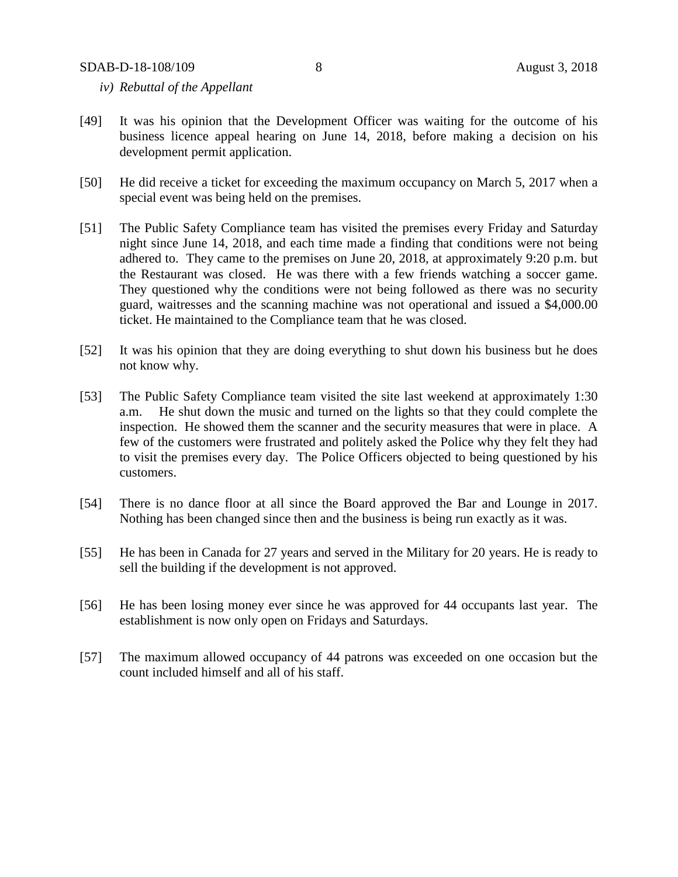*iv) Rebuttal of the Appellant*

[49] It was his opinion that the Development Officer was waiting for the outcome of his business licence appeal hearing on June 14, 2018, before making a decision on his development permit application.

[50] He did receive a ticket for exceeding the maximum occupancy on March 5, 2017 when a special event was being held on the premises.

[51] The Public Safety Compliance team has visited the premises every Friday and Saturday night since June 14, 2018, and each time made a finding that conditions were not being adhered to. They came to the premises on June 20, 2018, at approximately 9:20 p.m. but the Restaurant was closed. He was there with a few friends watching a soccer game. They questioned why the conditions were not being followed as there was no security guard, waitresses and the scanning machine was not operational and issued a $4,000.00 ticket. He maintained to the Compliance team that he was closed.

[52] It was his opinion that they are doing everything to shut down his business but he does not know why.

[53] The Public Safety Compliance team visited the site last weekend at approximately 1:30 a.m. He shut down the music and turned on the lights so that they could complete the inspection. He showed them the scanner and the security measures that were in place. A few of the customers were frustrated and politely asked the Police why they felt they had to visit the premises every day. The Police Officers objected to being questioned by his customers.

[54] There is no dance floor at all since the Board approved the Bar and Lounge in 2017. Nothing has been changed since then and the business is being run exactly as it was.

[55] He has been in Canada for 27 years and served in the Military for 20 years. He is ready to sell the building if the development is not approved.

[56] He has been losing money ever since he was approved for 44 occupants last year. The establishment is now only open on Fridays and Saturdays.

[57] The maximum allowed occupancy of 44 patrons was exceeded on one occasion but the count included himself and all of his staff.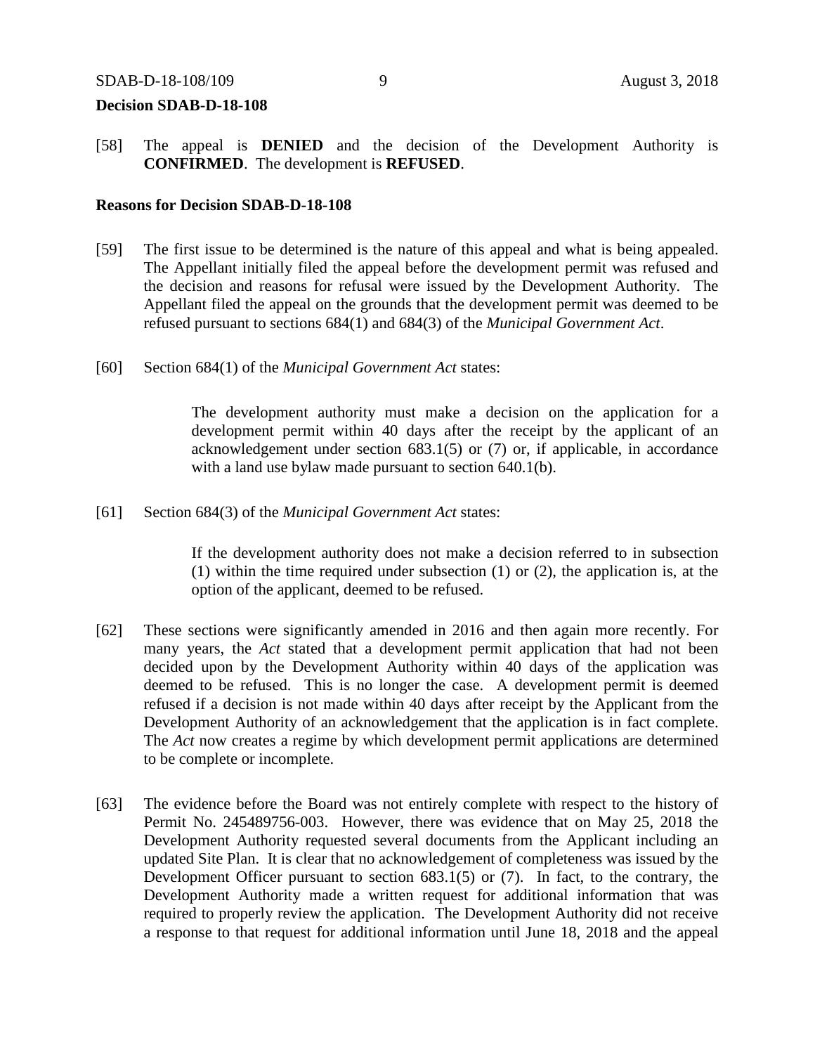**Decision SDAB-D-18-108**

[58] The appeal is **DENIED** and the decision of the Development Authority is **CONFIRMED**. The development is **REFUSED**.

**Reasons for Decision SDAB-D-18-108**

[59] The first issue to be determined is the nature of this appeal and what is being appealed. The Appellant initially filed the appeal before the development permit was refused and the decision and reasons for refusal were issued by the Development Authority. The Appellant filed the appeal on the grounds that the development permit was deemed to be refused pursuant to sections 684(1) and 684(3) of the *Municipal Government Act*.

[60] Section 684(1) of the *Municipal Government Act* states:

> The development authority must make a decision on the application for a development permit within 40 days after the receipt by the applicant of an acknowledgement under section 683.1(5) or (7) or, if applicable, in accordance with a land use bylaw made pursuant to section 640.1(b).

[61] Section 684(3) of the *Municipal Government Act* states:

> If the development authority does not make a decision referred to in subsection (1) within the time required under subsection (1) or (2), the application is, at the option of the applicant, deemed to be refused.

[62] These sections were significantly amended in 2016 and then again more recently. For many years, the *Act* stated that a development permit application that had not been decided upon by the Development Authority within 40 days of the application was deemed to be refused. This is no longer the case. A development permit is deemed refused if a decision is not made within 40 days after receipt by the Applicant from the Development Authority of an acknowledgement that the application is in fact complete. The *Act* now creates a regime by which development permit applications are determined to be complete or incomplete.

[63] The evidence before the Board was not entirely complete with respect to the history of Permit No. 245489756-003. However, there was evidence that on May 25, 2018 the Development Authority requested several documents from the Applicant including an updated Site Plan. It is clear that no acknowledgement of completeness was issued by the Development Officer pursuant to section 683.1(5) or (7). In fact, to the contrary, the Development Authority made a written request for additional information that was required to properly review the application. The Development Authority did not receive a response to that request for additional information until June 18, 2018 and the appeal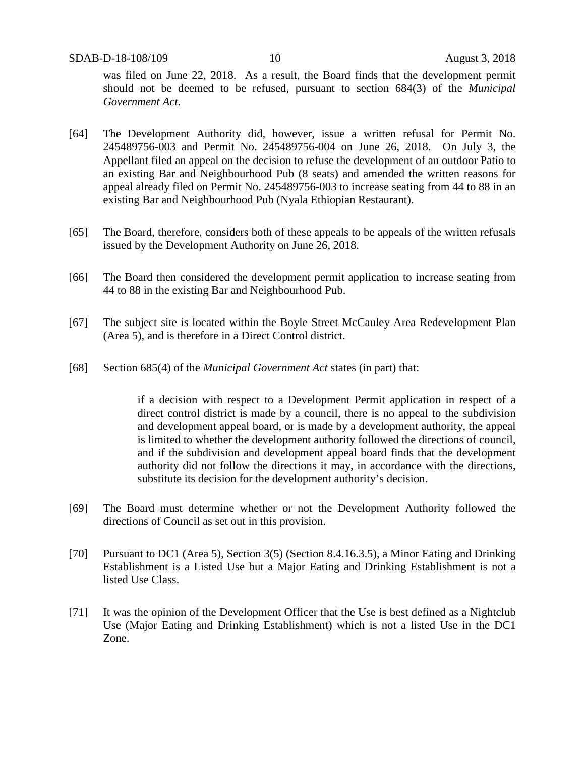was filed on June 22, 2018. As a result, the Board finds that the development permit should not be deemed to be refused, pursuant to section 684(3) of the *Municipal Government Act*.

[64] The Development Authority did, however, issue a written refusal for Permit No. 245489756-003 and Permit No. 245489756-004 on June 26, 2018. On July 3, the Appellant filed an appeal on the decision to refuse the development of an outdoor Patio to an existing Bar and Neighbourhood Pub (8 seats) and amended the written reasons for appeal already filed on Permit No. 245489756-003 to increase seating from 44 to 88 in an existing Bar and Neighbourhood Pub (Nyala Ethiopian Restaurant).

[65] The Board, therefore, considers both of these appeals to be appeals of the written refusals issued by the Development Authority on June 26, 2018.

[66] The Board then considered the development permit application to increase seating from 44 to 88 in the existing Bar and Neighbourhood Pub.

[67] The subject site is located within the Boyle Street McCauley Area Redevelopment Plan (Area 5), and is therefore in a Direct Control district.

[68] Section 685(4) of the *Municipal Government Act* states (in part) that:

> if a decision with respect to a Development Permit application in respect of a direct control district is made by a council, there is no appeal to the subdivision and development appeal board, or is made by a development authority, the appeal is limited to whether the development authority followed the directions of council, and if the subdivision and development appeal board finds that the development authority did not follow the directions it may, in accordance with the directions, substitute its decision for the development authority's decision.

[69] The Board must determine whether or not the Development Authority followed the directions of Council as set out in this provision.

[70] Pursuant to DC1 (Area 5), Section 3(5) (Section 8.4.16.3.5), a Minor Eating and Drinking Establishment is a Listed Use but a Major Eating and Drinking Establishment is not a listed Use Class.

[71] It was the opinion of the Development Officer that the Use is best defined as a Nightclub Use (Major Eating and Drinking Establishment) which is not a listed Use in the DC1 Zone.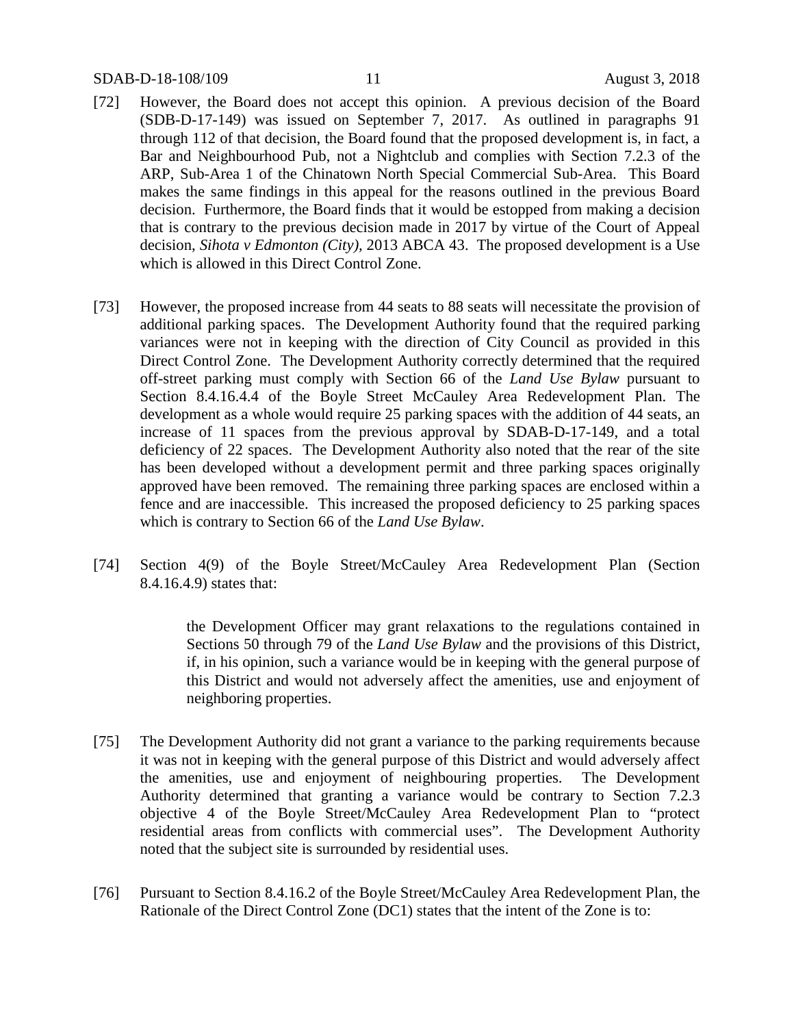[72] However, the Board does not accept this opinion. A previous decision of the Board (SDB-D-17-149) was issued on September 7, 2017. As outlined in paragraphs 91 through 112 of that decision, the Board found that the proposed development is, in fact, a Bar and Neighbourhood Pub, not a Nightclub and complies with Section 7.2.3 of the ARP, Sub-Area 1 of the Chinatown North Special Commercial Sub-Area. This Board makes the same findings in this appeal for the reasons outlined in the previous Board decision. Furthermore, the Board finds that it would be estopped from making a decision that is contrary to the previous decision made in 2017 by virtue of the Court of Appeal decision, *Sihota v Edmonton (City)*, 2013 ABCA 43. The proposed development is a Use which is allowed in this Direct Control Zone.

[73] However, the proposed increase from 44 seats to 88 seats will necessitate the provision of additional parking spaces. The Development Authority found that the required parking variances were not in keeping with the direction of City Council as provided in this Direct Control Zone. The Development Authority correctly determined that the required off-street parking must comply with Section 66 of the *Land Use Bylaw* pursuant to Section 8.4.16.4.4 of the Boyle Street McCauley Area Redevelopment Plan. The development as a whole would require 25 parking spaces with the addition of 44 seats, an increase of 11 spaces from the previous approval by SDAB-D-17-149, and a total deficiency of 22 spaces. The Development Authority also noted that the rear of the site has been developed without a development permit and three parking spaces originally approved have been removed. The remaining three parking spaces are enclosed within a fence and are inaccessible. This increased the proposed deficiency to 25 parking spaces which is contrary to Section 66 of the *Land Use Bylaw*.

[74] Section 4(9) of the Boyle Street/McCauley Area Redevelopment Plan (Section 8.4.16.4.9) states that:

> the Development Officer may grant relaxations to the regulations contained in Sections 50 through 79 of the *Land Use Bylaw* and the provisions of this District, if, in his opinion, such a variance would be in keeping with the general purpose of this District and would not adversely affect the amenities, use and enjoyment of neighboring properties.

[75] The Development Authority did not grant a variance to the parking requirements because it was not in keeping with the general purpose of this District and would adversely affect the amenities, use and enjoyment of neighbouring properties. The Development Authority determined that granting a variance would be contrary to Section 7.2.3 objective 4 of the Boyle Street/McCauley Area Redevelopment Plan to "protect residential areas from conflicts with commercial uses". The Development Authority noted that the subject site is surrounded by residential uses.

[76] Pursuant to Section 8.4.16.2 of the Boyle Street/McCauley Area Redevelopment Plan, the Rationale of the Direct Control Zone (DC1) states that the intent of the Zone is to: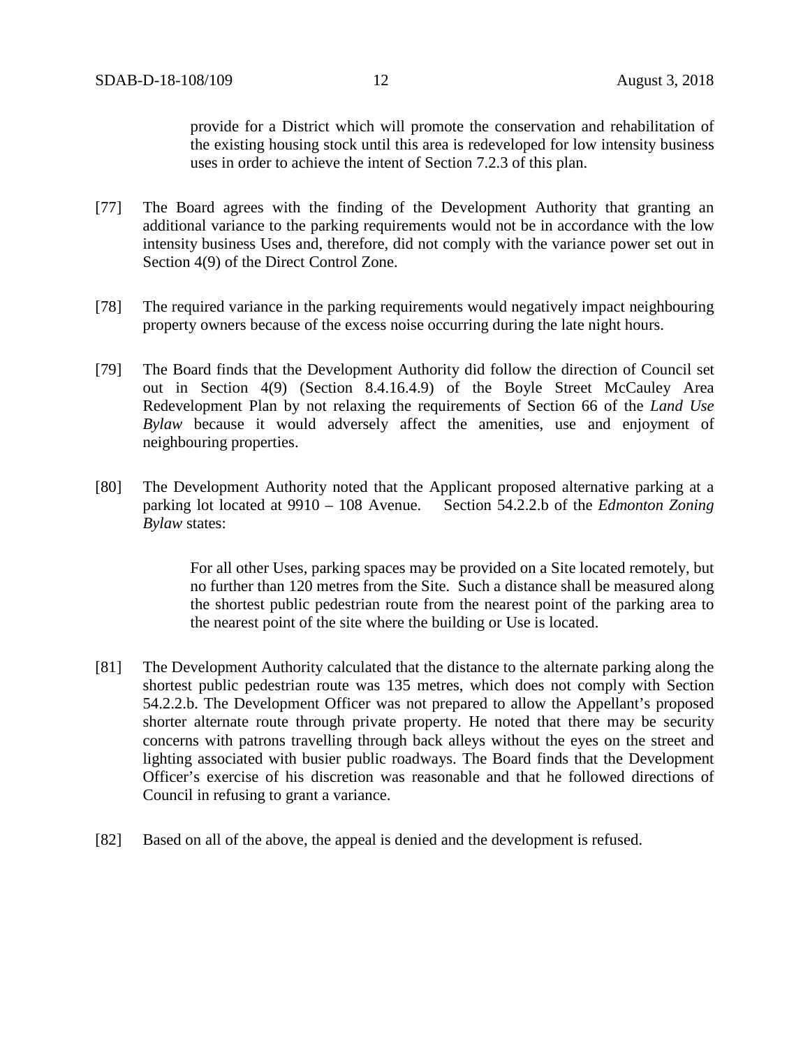> provide for a District which will promote the conservation and rehabilitation of the existing housing stock until this area is redeveloped for low intensity business uses in order to achieve the intent of Section 7.2.3 of this plan.

[77] The Board agrees with the finding of the Development Authority that granting an additional variance to the parking requirements would not be in accordance with the low intensity business Uses and, therefore, did not comply with the variance power set out in Section 4(9) of the Direct Control Zone.

[78] The required variance in the parking requirements would negatively impact neighbouring property owners because of the excess noise occurring during the late night hours.

[79] The Board finds that the Development Authority did follow the direction of Council set out in Section 4(9) (Section 8.4.16.4.9) of the Boyle Street McCauley Area Redevelopment Plan by not relaxing the requirements of Section 66 of the *Land Use Bylaw* because it would adversely affect the amenities, use and enjoyment of neighbouring properties.

[80] The Development Authority noted that the Applicant proposed alternative parking at a parking lot located at 9910 – 108 Avenue. Section 54.2.2.b of the *Edmonton Zoning Bylaw* states:

> For all other Uses, parking spaces may be provided on a Site located remotely, but no further than 120 metres from the Site. Such a distance shall be measured along the shortest public pedestrian route from the nearest point of the parking area to the nearest point of the site where the building or Use is located.

[81] The Development Authority calculated that the distance to the alternate parking along the shortest public pedestrian route was 135 metres, which does not comply with Section 54.2.2.b. The Development Officer was not prepared to allow the Appellant's proposed shorter alternate route through private property. He noted that there may be security concerns with patrons travelling through back alleys without the eyes on the street and lighting associated with busier public roadways. The Board finds that the Development Officer's exercise of his discretion was reasonable and that he followed directions of Council in refusing to grant a variance.

[82] Based on all of the above, the appeal is denied and the development is refused.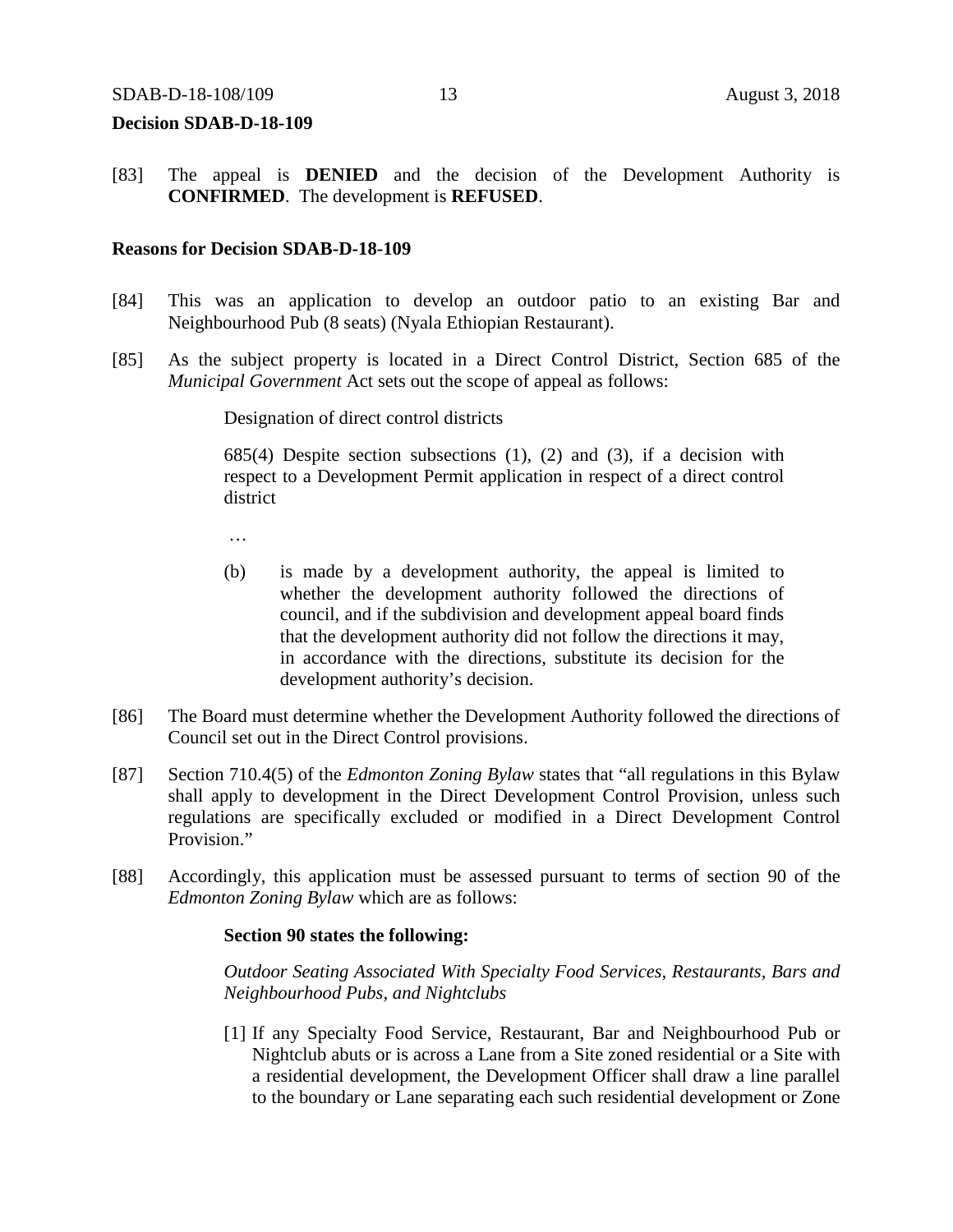**Decision SDAB-D-18-109**

[83] The appeal is **DENIED** and the decision of the Development Authority is **CONFIRMED**. The development is **REFUSED**.

**Reasons for Decision SDAB-D-18-109**

[84] This was an application to develop an outdoor patio to an existing Bar and Neighbourhood Pub (8 seats) (Nyala Ethiopian Restaurant).

[85] As the subject property is located in a Direct Control District, Section 685 of the *Municipal Government* Act sets out the scope of appeal as follows:

> Designation of direct control districts
>
> 685(4) Despite section subsections (1), (2) and (3), if a decision with respect to a Development Permit application in respect of a direct control district
>
> …
>
> (b) is made by a development authority, the appeal is limited to whether the development authority followed the directions of council, and if the subdivision and development appeal board finds that the development authority did not follow the directions it may, in accordance with the directions, substitute its decision for the development authority's decision.

[86] The Board must determine whether the Development Authority followed the directions of Council set out in the Direct Control provisions.

[87] Section 710.4(5) of the *Edmonton Zoning Bylaw* states that "all regulations in this Bylaw shall apply to development in the Direct Development Control Provision, unless such regulations are specifically excluded or modified in a Direct Development Control Provision."

[88] Accordingly, this application must be assessed pursuant to terms of section 90 of the *Edmonton Zoning Bylaw* which are as follows:

> **Section 90 states the following:**
>
> *Outdoor Seating Associated With Specialty Food Services, Restaurants, Bars and Neighbourhood Pubs, and Nightclubs*
>
> [1] If any Specialty Food Service, Restaurant, Bar and Neighbourhood Pub or Nightclub abuts or is across a Lane from a Site zoned residential or a Site with a residential development, the Development Officer shall draw a line parallel to the boundary or Lane separating each such residential development or Zone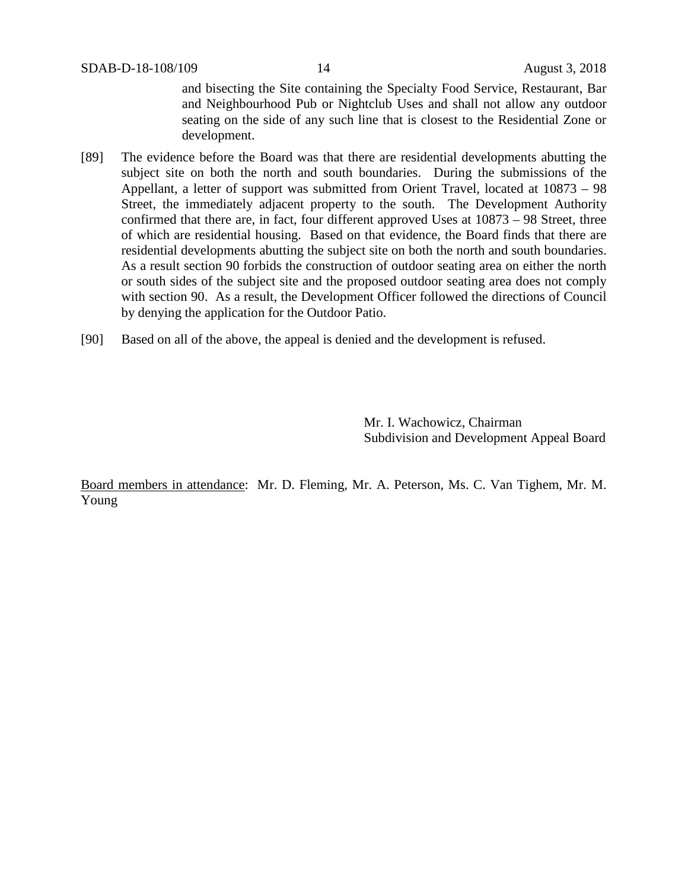and bisecting the Site containing the Specialty Food Service, Restaurant, Bar and Neighbourhood Pub or Nightclub Uses and shall not allow any outdoor seating on the side of any such line that is closest to the Residential Zone or development.

[89] The evidence before the Board was that there are residential developments abutting the subject site on both the north and south boundaries. During the submissions of the Appellant, a letter of support was submitted from Orient Travel, located at 10873 – 98 Street, the immediately adjacent property to the south. The Development Authority confirmed that there are, in fact, four different approved Uses at 10873 – 98 Street, three of which are residential housing. Based on that evidence, the Board finds that there are residential developments abutting the subject site on both the north and south boundaries. As a result section 90 forbids the construction of outdoor seating area on either the north or south sides of the subject site and the proposed outdoor seating area does not comply with section 90. As a result, the Development Officer followed the directions of Council by denying the application for the Outdoor Patio.

[90] Based on all of the above, the appeal is denied and the development is refused.

Mr. I. Wachowicz, Chairman
Subdivision and Development Appeal Board

Board members in attendance: Mr. D. Fleming, Mr. A. Peterson, Ms. C. Van Tighem, Mr. M. Young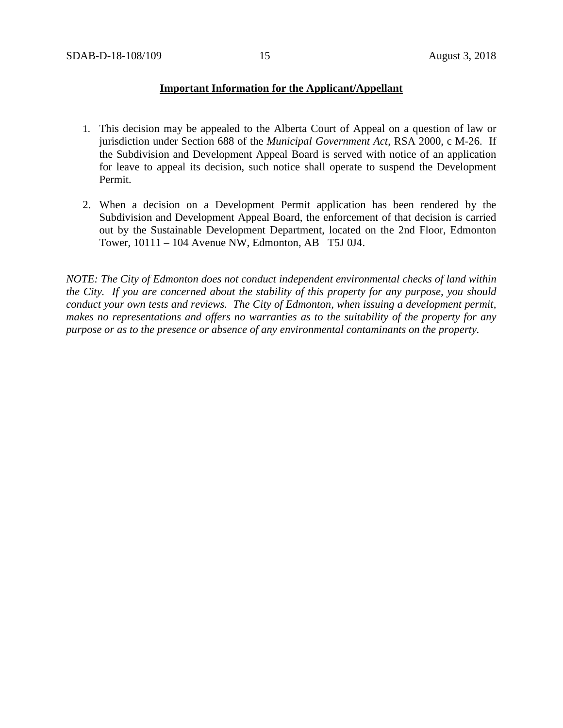**<u>Important Information for the Applicant/Appellant</u>**

1. This decision may be appealed to the Alberta Court of Appeal on a question of law or jurisdiction under Section 688 of the *Municipal Government Act*, RSA 2000, c M-26. If the Subdivision and Development Appeal Board is served with notice of an application for leave to appeal its decision, such notice shall operate to suspend the Development Permit.

2. When a decision on a Development Permit application has been rendered by the Subdivision and Development Appeal Board, the enforcement of that decision is carried out by the Sustainable Development Department, located on the 2nd Floor, Edmonton Tower, 10111 – 104 Avenue NW, Edmonton, AB T5J 0J4.

*NOTE: The City of Edmonton does not conduct independent environmental checks of land within the City. If you are concerned about the stability of this property for any purpose, you should conduct your own tests and reviews. The City of Edmonton, when issuing a development permit, makes no representations and offers no warranties as to the suitability of the property for any purpose or as to the presence or absence of any environmental contaminants on the property.*